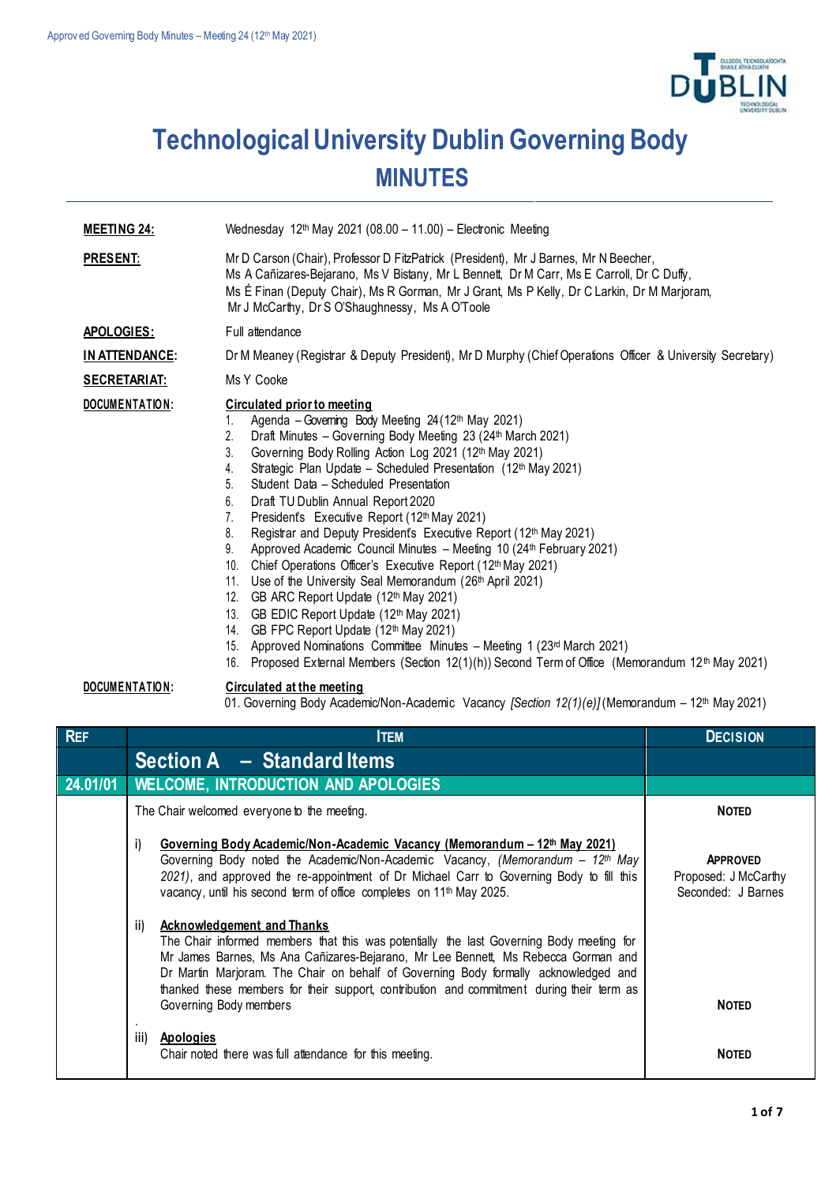# Technological University Dublin Governing Body

## MINUTES

**MEETING 24:** Wednesday 12th May 2021 (08.00 – 11.00) – Electronic Meeting

**PRESENT:** Mr D Carson (Chair), Professor D FitzPatrick (President), Mr J Barnes, Mr N Beecher, Ms A Cañizares-Bejarano, Ms V Bistany, Mr L Bennett, Dr M Carr, Ms E Carroll, Dr C Duffy, Ms É Finan (Deputy Chair), Ms R Gorman, Mr J Grant, Ms P Kelly, Dr C Larkin, Dr M Marjoram, Mr J McCarthy, Dr S O'Shaughnessy, Ms A O'Toole

**APOLOGIES:** Full attendance

**IN ATTENDANCE:** Dr M Meaney (Registrar & Deputy President), Mr D Murphy (Chief Operations Officer & University Secretary)

**SECRETARIAT:** Ms Y Cooke

**DOCUMENTATION:**

**Circulated prior to meeting**

1. Agenda – Governing Body Meeting 24 (12th May 2021)
2. Draft Minutes – Governing Body Meeting 23 (24th March 2021)
3. Governing Body Rolling Action Log 2021 (12th May 2021)
4. Strategic Plan Update – Scheduled Presentation (12th May 2021)
5. Student Data – Scheduled Presentation
6. Draft TU Dublin Annual Report 2020
7. President's Executive Report (12th May 2021)
8. Registrar and Deputy President's Executive Report (12th May 2021)
9. Approved Academic Council Minutes – Meeting 10 (24th February 2021)
10. Chief Operations Officer's Executive Report (12th May 2021)
11. Use of the University Seal Memorandum (26th April 2021)
12. GB ARC Report Update (12th May 2021)
13. GB EDIC Report Update (12th May 2021)
14. GB FPC Report Update (12th May 2021)
15. Approved Nominations Committee Minutes – Meeting 1 (23rd March 2021)
16. Proposed External Members (Section 12(1)(h)) Second Term of Office (Memorandum 12th May 2021)

**DOCUMENTATION:**

**Circulated at the meeting**

01. Governing Body Academic/Non-Academic Vacancy *[Section 12(1)(e)]* (Memorandum – 12th May 2021)

| REF | ITEM | DECISION |
|---|---|---|
| | **Section A – Standard Items** | |
| **24.01/01** | **WELCOME, INTRODUCTION AND APOLOGIES** | |
| | The Chair welcomed everyone to the meeting. | **NOTED** |
| | i) **Governing Body Academic/Non-Academic Vacancy (Memorandum – 12th May 2021)** Governing Body noted the Academic/Non-Academic Vacancy, *(Memorandum – 12th May 2021)*, and approved the re-appointment of Dr Michael Carr to Governing Body to fill this vacancy, until his second term of office completes on 11th May 2025. | **APPROVED** Proposed: J McCarthy Seconded: J Barnes |
| | ii) **Acknowledgement and Thanks** The Chair informed members that this was potentially the last Governing Body meeting for Mr James Barnes, Ms Ana Cañizares-Bejarano, Mr Lee Bennett, Ms Rebecca Gorman and Dr Martin Marjoram. The Chair on behalf of Governing Body formally acknowledged and thanked these members for their support, contribution and commitment during their term as Governing Body members | **NOTED** |
| | iii) **Apologies** Chair noted there was full attendance for this meeting. | **NOTED** |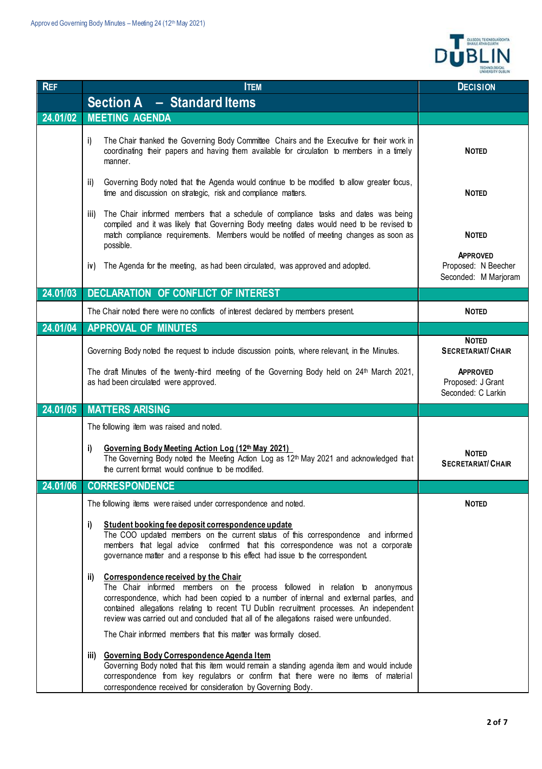| REF | ITEM | DECISION |
|---|---|---|
| | **Section A – Standard Items** | |
| **24.01/02** | **MEETING AGENDA** | |
| | i) The Chair thanked the Governing Body Committee Chairs and the Executive for their work in coordinating their papers and having them available for circulation to members in a timely manner. | **NOTED** |
| | ii) Governing Body noted that the Agenda would continue to be modified to allow greater focus, time and discussion on strategic, risk and compliance matters. | **NOTED** |
| | iii) The Chair informed members that a schedule of compliance tasks and dates was being compiled and it was likely that Governing Body meeting dates would need to be revised to match compliance requirements. Members would be notified of meeting changes as soon as possible. | **NOTED** |
| | iv) The Agenda for the meeting, as had been circulated, was approved and adopted. | **APPROVED** Proposed: N Beecher Seconded: M Marjoram |
| **24.01/03** | **DECLARATION OF CONFLICT OF INTEREST** | |
| | The Chair noted there were no conflicts of interest declared by members present. | **NOTED** |
| **24.01/04** | **APPROVAL OF MINUTES** | |
| | Governing Body noted the request to include discussion points, where relevant, in the Minutes. | **NOTED** **SECRETARIAT/ CHAIR** |
| | The draft Minutes of the twenty-third meeting of the Governing Body held on 24th March 2021, as had been circulated were approved. | **APPROVED** Proposed: J Grant Seconded: C Larkin |
| **24.01/05** | **MATTERS ARISING** | |
| | The following item was raised and noted.<br><br>i) **Governing Body Meeting Action Log (12th May 2021)** The Governing Body noted the Meeting Action Log as 12th May 2021 and acknowledged that the current format would continue to be modified. | **NOTED** **SECRETARIAT/ CHAIR** |
| **24.01/06** | **CORRESPONDENCE** | |
| | The following items were raised under correspondence and noted.<br><br>i) **Student booking fee deposit correspondence update** The COO updated members on the current status of this correspondence and informed members that legal advice confirmed that this correspondence was not a corporate governance matter and a response to this effect had issue to the correspondent.<br><br>ii) **Correspondence received by the Chair** The Chair informed members on the process followed in relation to anonymous correspondence, which had been copied to a number of internal and external parties, and contained allegations relating to recent TU Dublin recruitment processes. An independent review was carried out and concluded that all of the allegations raised were unfounded.<br><br>The Chair informed members that this matter was formally closed.<br><br>iii) **Governing Body Correspondence Agenda Item** Governing Body noted that this item would remain a standing agenda item and would include correspondence from key regulators or confirm that there were no items of material correspondence received for consideration by Governing Body. | **NOTED** |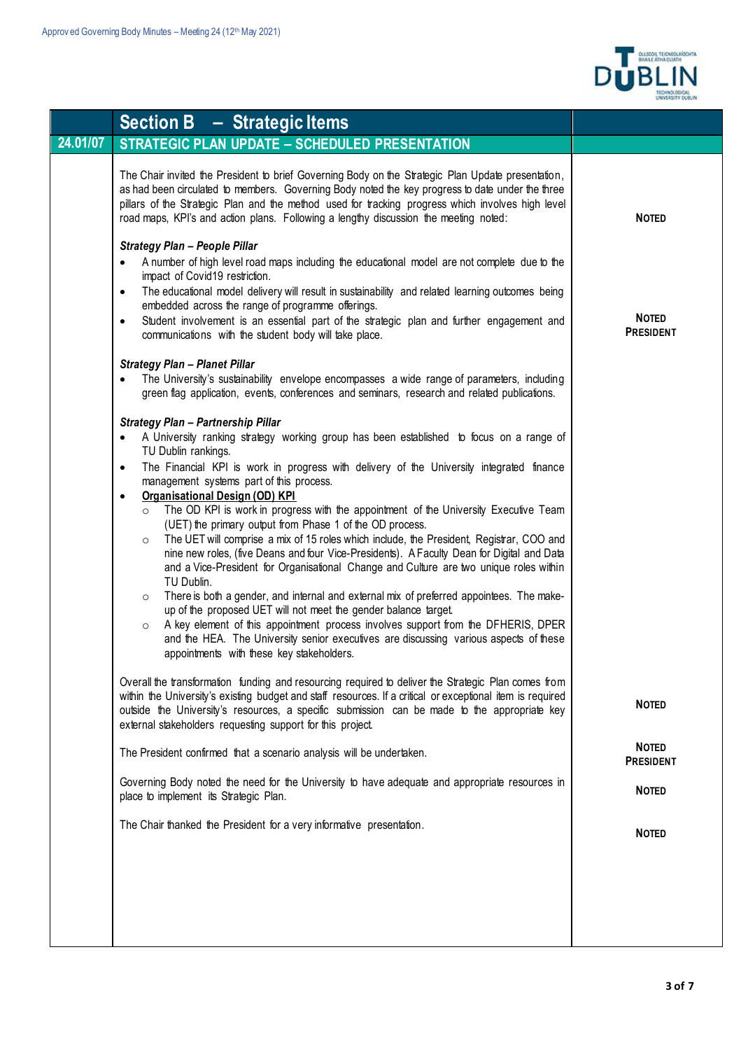| | Section B – Strategic Items | |
|---|---|---|
| 24.01/07 | STRATEGIC PLAN UPDATE – SCHEDULED PRESENTATION | |
| | The Chair invited the President to brief Governing Body on the Strategic Plan Update presentation, as had been circulated to members. Governing Body noted the key progress to date under the three pillars of the Strategic Plan and the method used for tracking progress which involves high level road maps, KPI's and action plans. Following a lengthy discussion the meeting noted: | **NOTED** |
| | ***Strategy Plan – People Pillar***<br>• A number of high level road maps including the educational model are not complete due to the impact of Covid19 restriction.<br>• The educational model delivery will result in sustainability and related learning outcomes being embedded across the range of programme offerings.<br>• Student involvement is an essential part of the strategic plan and further engagement and communications with the student body will take place. | **NOTED PRESIDENT** |
| | ***Strategy Plan – Planet Pillar***<br>• The University's sustainability envelope encompasses a wide range of parameters, including green flag application, events, conferences and seminars, research and related publications. | |
| | ***Strategy Plan – Partnership Pillar***<br>• A University ranking strategy working group has been established to focus on a range of TU Dublin rankings.<br>• The Financial KPI is work in progress with delivery of the University integrated finance management systems part of this process.<br>• **Organisational Design (OD) KPI**<br>  ○ The OD KPI is work in progress with the appointment of the University Executive Team (UET) the primary output from Phase 1 of the OD process.<br>  ○ The UET will comprise a mix of 15 roles which include, the President, Registrar, COO and nine new roles, (five Deans and four Vice-Presidents). A Faculty Dean for Digital and Data and a Vice-President for Organisational Change and Culture are two unique roles within TU Dublin.<br>  ○ There is both a gender, and internal and external mix of preferred appointees. The make-up of the proposed UET will not meet the gender balance target.<br>  ○ A key element of this appointment process involves support from the DFHERIS, DPER and the HEA. The University senior executives are discussing various aspects of these appointments with these key stakeholders. | |
| | Overall the transformation funding and resourcing required to deliver the Strategic Plan comes from within the University's existing budget and staff resources. If a critical or exceptional item is required outside the University's resources, a specific submission can be made to the appropriate key external stakeholders requesting support for this project. | **NOTED** |
| | The President confirmed that a scenario analysis will be undertaken. | **NOTED PRESIDENT** |
| | Governing Body noted the need for the University to have adequate and appropriate resources in place to implement its Strategic Plan. | **NOTED** |
| | The Chair thanked the President for a very informative presentation. | **NOTED** |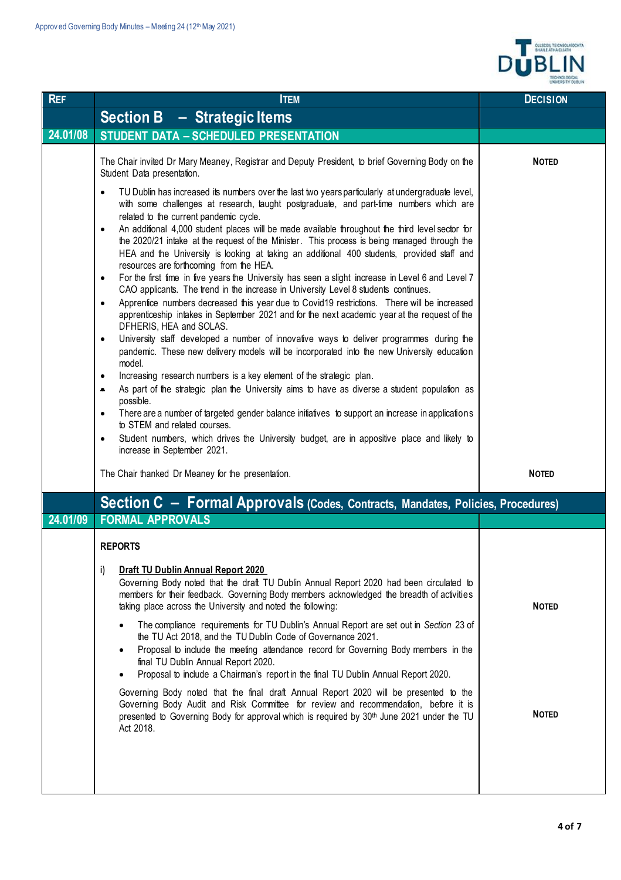| REF | ITEM | DECISION |
|---|---|---|
| | **Section B – Strategic Items** | |
| **24.01/08** | **STUDENT DATA – SCHEDULED PRESENTATION** | |
| | The Chair invited Dr Mary Meaney, Registrar and Deputy President, to brief Governing Body on the Student Data presentation.<br><br>• TU Dublin has increased its numbers over the last two years particularly at undergraduate level, with some challenges at research, taught postgraduate, and part-time numbers which are related to the current pandemic cycle.<br>• An additional 4,000 student places will be made available throughout the third level sector for the 2020/21 intake at the request of the Minister. This process is being managed through the HEA and the University is looking at taking an additional 400 students, provided staff and resources are forthcoming from the HEA.<br>• For the first time in five years the University has seen a slight increase in Level 6 and Level 7 CAO applicants. The trend in the increase in University Level 8 students continues.<br>• Apprentice numbers decreased this year due to Covid19 restrictions. There will be increased apprenticeship intakes in September 2021 and for the next academic year at the request of the DFHERIS, HEA and SOLAS.<br>• University staff developed a number of innovative ways to deliver programmes during the pandemic. These new delivery models will be incorporated into the new University education model.<br>• Increasing research numbers is a key element of the strategic plan.<br>• As part of the strategic plan the University aims to have as diverse a student population as possible.<br>• There are a number of targeted gender balance initiatives to support an increase in applications to STEM and related courses.<br>• Student numbers, which drives the University budget, are in appositive place and likely to increase in September 2021. | **NOTED** |
| | The Chair thanked Dr Meaney for the presentation. | **NOTED** |
| | **Section C – Formal Approvals (Codes, Contracts, Mandates, Policies, Procedures)** | |
| **24.01/09** | **FORMAL APPROVALS** | |
| | **REPORTS**<br><br>i) **Draft TU Dublin Annual Report 2020**<br>Governing Body noted that the draft TU Dublin Annual Report 2020 had been circulated to members for their feedback. Governing Body members acknowledged the breadth of activities taking place across the University and noted the following:<br><br>• The compliance requirements for TU Dublin's Annual Report are set out in *Section* 23 of the TU Act 2018, and the TU Dublin Code of Governance 2021.<br>• Proposal to include the meeting attendance record for Governing Body members in the final TU Dublin Annual Report 2020.<br>• Proposal to include a Chairman's report in the final TU Dublin Annual Report 2020. | **NOTED** |
| | Governing Body noted that the final draft Annual Report 2020 will be presented to the Governing Body Audit and Risk Committee for review and recommendation, before it is presented to Governing Body for approval which is required by 30th June 2021 under the TU Act 2018. | **NOTED** |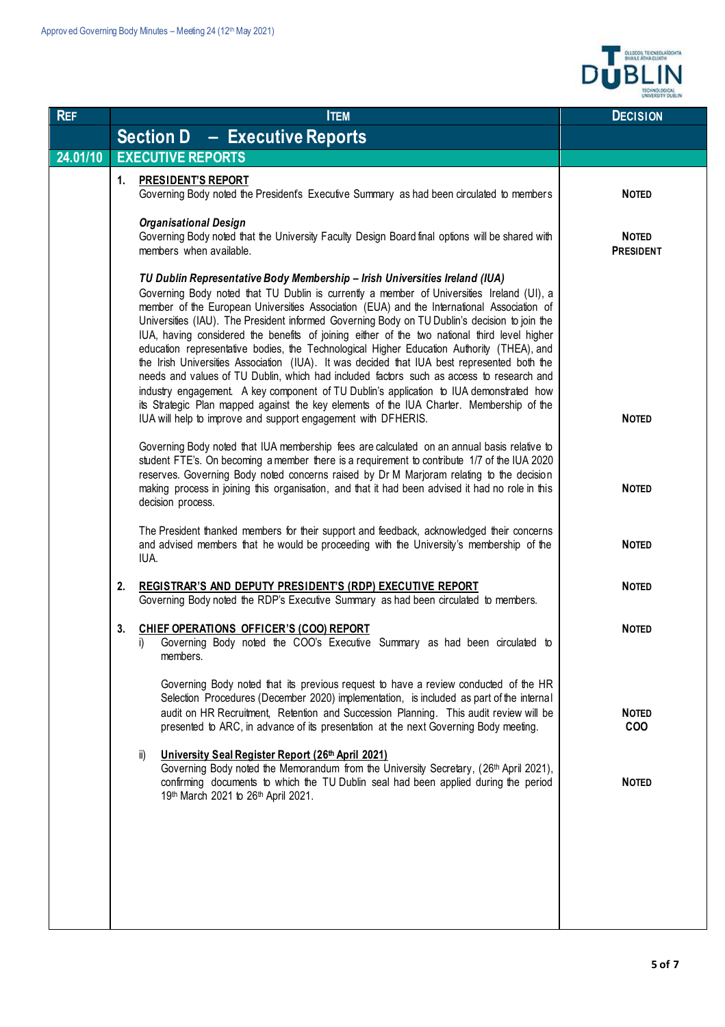| REF | ITEM | DECISION |
|---|---|---|
| | **Section D – Executive Reports** | |
| **24.01/10** | **EXECUTIVE REPORTS** | |
| | **1. PRESIDENT'S REPORT**<br>Governing Body noted the President's Executive Summary as had been circulated to members | **NOTED** |
| | ***Organisational Design***<br>Governing Body noted that the University Faculty Design Board final options will be shared with members when available. | **NOTED**<br>**PRESIDENT** |
| | ***TU Dublin Representative Body Membership – Irish Universities Ireland (IUA)***<br>Governing Body noted that TU Dublin is currently a member of Universities Ireland (UI), a member of the European Universities Association (EUA) and the International Association of Universities (IAU). The President informed Governing Body on TU Dublin's decision to join the IUA, having considered the benefits of joining either of the two national third level higher education representative bodies, the Technological Higher Education Authority (THEA), and the Irish Universities Association (IUA). It was decided that IUA best represented both the needs and values of TU Dublin, which had included factors such as access to research and industry engagement. A key component of TU Dublin's application to IUA demonstrated how its Strategic Plan mapped against the key elements of the IUA Charter. Membership of the IUA will help to improve and support engagement with DFHERIS. | **NOTED** |
| | Governing Body noted that IUA membership fees are calculated on an annual basis relative to student FTE's. On becoming a member there is a requirement to contribute 1/7 of the IUA 2020 reserves. Governing Body noted concerns raised by Dr M Marjoram relating to the decision making process in joining this organisation, and that it had been advised it had no role in this decision process. | **NOTED** |
| | The President thanked members for their support and feedback, acknowledged their concerns and advised members that he would be proceeding with the University's membership of the IUA. | **NOTED** |
| | **2. REGISTRAR'S AND DEPUTY PRESIDENT'S (RDP) EXECUTIVE REPORT**<br>Governing Body noted the RDP's Executive Summary as had been circulated to members. | **NOTED** |
| | **3. CHIEF OPERATIONS OFFICER'S (COO) REPORT**<br>i) Governing Body noted the COO's Executive Summary as had been circulated to members. | **NOTED** |
| | Governing Body noted that its previous request to have a review conducted of the HR Selection Procedures (December 2020) implementation, is included as part of the internal audit on HR Recruitment, Retention and Succession Planning. This audit review will be presented to ARC, in advance of its presentation at the next Governing Body meeting. | **NOTED**<br>**COO** |
| | ii) **University Seal Register Report (26th April 2021)**<br>Governing Body noted the Memorandum from the University Secretary, (26th April 2021), confirming documents to which the TU Dublin seal had been applied during the period 19th March 2021 to 26th April 2021. | **NOTED** |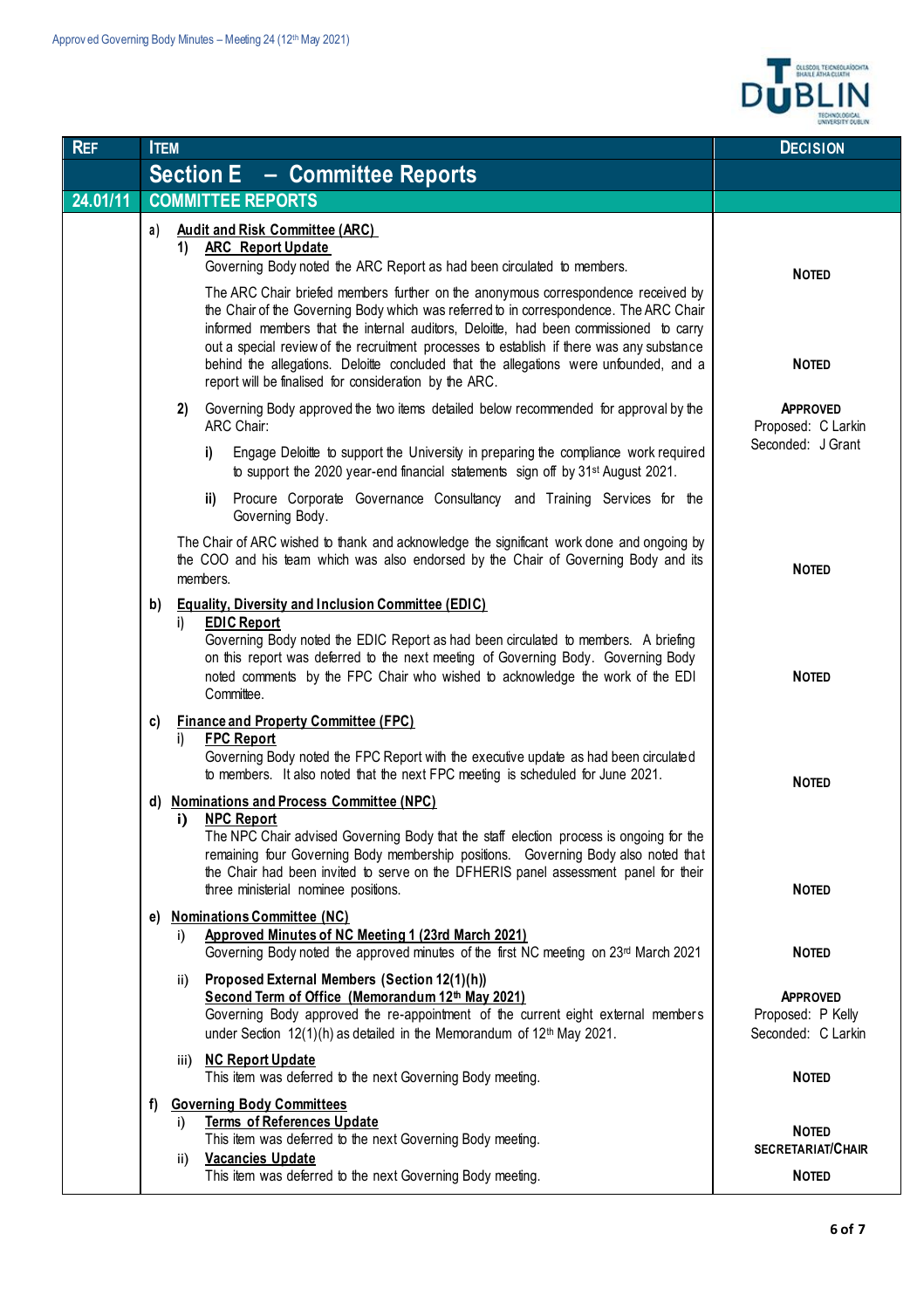| REF | ITEM | DECISION |
|---|---|---|
| | **Section E – Committee Reports** | |
| 24.01/11 | **COMMITTEE REPORTS** | |
| | a) **Audit and Risk Committee (ARC)** <br> 1) **ARC Report Update** <br> Governing Body noted the ARC Report as had been circulated to members. | **NOTED** |
| | The ARC Chair briefed members further on the anonymous correspondence received by the Chair of the Governing Body which was referred to in correspondence. The ARC Chair informed members that the internal auditors, Deloitte, had been commissioned to carry out a special review of the recruitment processes to establish if there was any substance behind the allegations. Deloitte concluded that the allegations were unfounded, and a report will be finalised for consideration by the ARC. | **NOTED** |
| | 2) Governing Body approved the two items detailed below recommended for approval by the ARC Chair: <br> i) Engage Deloitte to support the University in preparing the compliance work required to support the 2020 year-end financial statements sign off by 31st August 2021. <br> ii) Procure Corporate Governance Consultancy and Training Services for the Governing Body. | **APPROVED** <br> Proposed: C Larkin <br> Seconded: J Grant |
| | The Chair of ARC wished to thank and acknowledge the significant work done and ongoing by the COO and his team which was also endorsed by the Chair of Governing Body and its members. | **NOTED** |
| | b) **Equality, Diversity and Inclusion Committee (EDIC)** <br> i) **EDIC Report** <br> Governing Body noted the EDIC Report as had been circulated to members. A briefing on this report was deferred to the next meeting of Governing Body. Governing Body noted comments by the FPC Chair who wished to acknowledge the work of the EDI Committee. | **NOTED** |
| | c) **Finance and Property Committee (FPC)** <br> i) **FPC Report** <br> Governing Body noted the FPC Report with the executive update as had been circulated to members. It also noted that the next FPC meeting is scheduled for June 2021. | **NOTED** |
| | d) **Nominations and Process Committee (NPC)** <br> i) **NPC Report** <br> The NPC Chair advised Governing Body that the staff election process is ongoing for the remaining four Governing Body membership positions. Governing Body also noted that the Chair had been invited to serve on the DFHERIS panel assessment panel for their three ministerial nominee positions. | **NOTED** |
| | e) **Nominations Committee (NC)** <br> i) **Approved Minutes of NC Meeting 1 (23rd March 2021)** <br> Governing Body noted the approved minutes of the first NC meeting on 23rd March 2021 | **NOTED** |
| | ii) **Proposed External Members (Section 12(1)(h))** <br> **Second Term of Office (Memorandum 12th May 2021)** <br> Governing Body approved the re-appointment of the current eight external members under Section 12(1)(h) as detailed in the Memorandum of 12th May 2021. | **APPROVED** <br> Proposed: P Kelly <br> Seconded: C Larkin |
| | iii) **NC Report Update** <br> This item was deferred to the next Governing Body meeting. | **NOTED** |
| | f) **Governing Body Committees** <br> i) **Terms of References Update** <br> This item was deferred to the next Governing Body meeting. | **NOTED** <br> **SECRETARIAT/CHAIR** |
| | ii) **Vacancies Update** <br> This item was deferred to the next Governing Body meeting. | **NOTED** |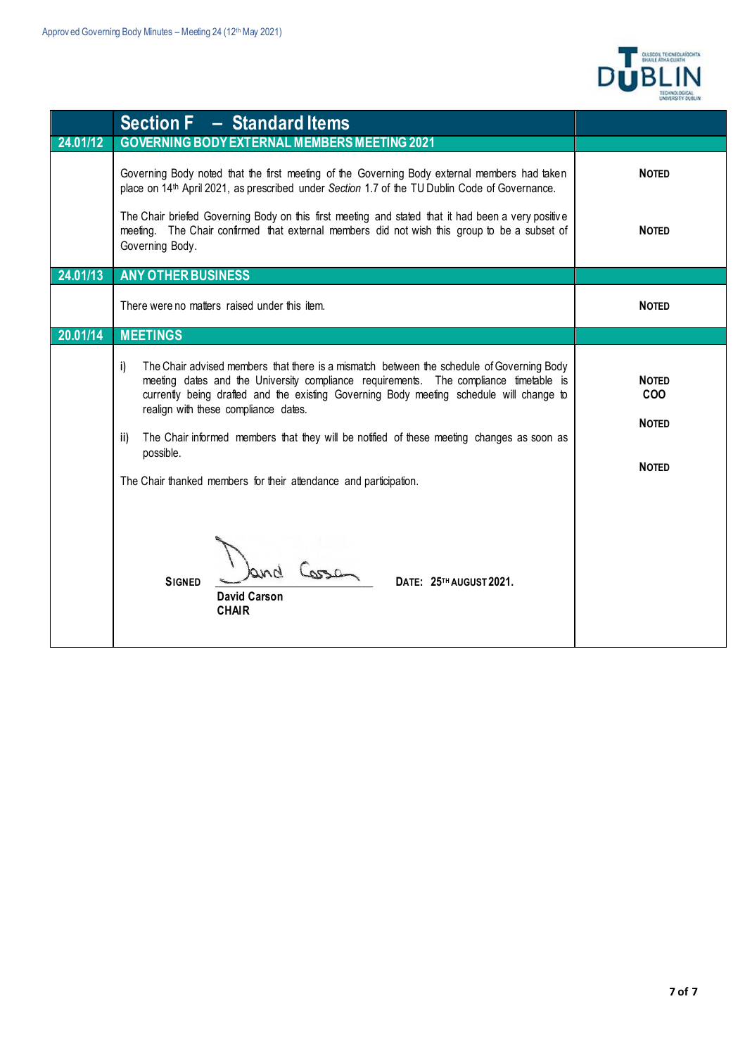| | Section F – Standard Items | |
|---|---|---|
| **24.01/12** | **GOVERNING BODY EXTERNAL MEMBERS MEETING 2021** | |
| | Governing Body noted that the first meeting of the Governing Body external members had taken place on 14th April 2021, as prescribed under *Section* 1.7 of the TU Dublin Code of Governance. | **NOTED** |
| | The Chair briefed Governing Body on this first meeting and stated that it had been a very positive meeting. The Chair confirmed that external members did not wish this group to be a subset of Governing Body. | **NOTED** |
| **24.01/13** | **ANY OTHER BUSINESS** | |
| | There were no matters raised under this item. | **NOTED** |
| **20.01/14** | **MEETINGS** | |
| | i) The Chair advised members that there is a mismatch between the schedule of Governing Body meeting dates and the University compliance requirements. The compliance timetable is currently being drafted and the existing Governing Body meeting schedule will change to realign with these compliance dates. | **NOTED** COO |
| | ii) The Chair informed members that they will be notified of these meeting changes as soon as possible. | **NOTED** |
| | The Chair thanked members for their attendance and participation. | **NOTED** |
| | **SIGNED** David Carson **DATE: 25TH AUGUST 2021.** | |
| | **David Carson** | |
| | **CHAIR** | |